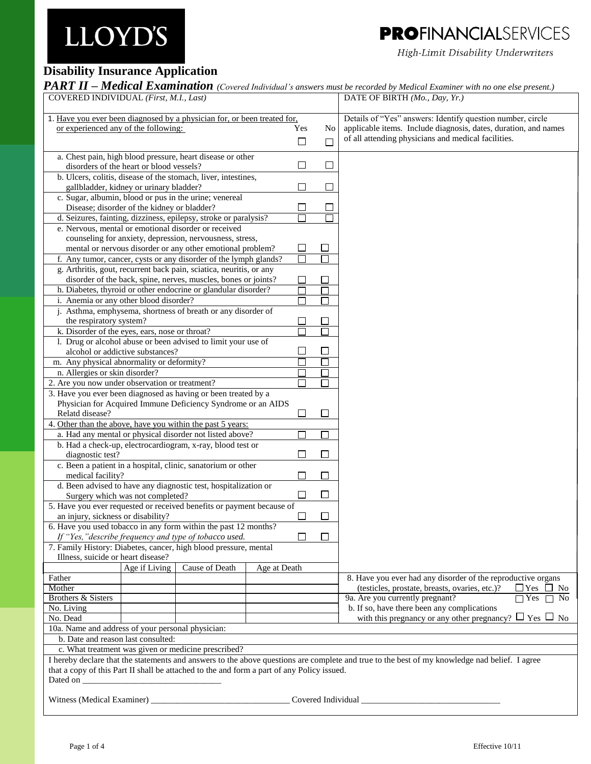LLOYD'S

**PRO**FINANCIALSERVICES

*High-Limit Disability Underwriters*

## Disability Insurance Application

### *PART II – Medical Examination* *(Covered Individual's answers must be recorded by Medical Examiner with no one else present.)*

| COVERED INDIVIDUAL *(First, M.I., Last)* | DATE OF BIRTH *(Mo., Day, Yr.)* |
|---|---|
| | |

| 1. Have you ever been diagnosed by a physician for, or been treated for, or experienced any of the following: | Yes ☐ | No ☐ | Details of "Yes" answers: Identify question number, circle applicable items. Include diagnosis, dates, duration, and names of all attending physicians and medical facilities. |
|---|---|---|---|
| a. Chest pain, high blood pressure, heart disease or other disorders of the heart or blood vessels? | ☐ | ☐ | |
| b. Ulcers, colitis, disease of the stomach, liver, intestines, gallbladder, kidney or urinary bladder? | ☐ | ☐ | |
| c. Sugar, albumin, blood or pus in the urine; venereal Disease; disorder of the kidney or bladder? | ☐ | ☐ | |
| d. Seizures, fainting, dizziness, epilepsy, stroke or paralysis? | ☐ | ☐ | |
| e. Nervous, mental or emotional disorder or received counseling for anxiety, depression, nervousness, stress, mental or nervous disorder or any other emotional problem? | ☐ | ☐ | |
| f. Any tumor, cancer, cysts or any disorder of the lymph glands? | ☐ | ☐ | |
| g. Arthritis, gout, recurrent back pain, sciatica, neuritis, or any disorder of the back, spine, nerves, muscles, bones or joints? | ☐ | ☐ | |
| h. Diabetes, thyroid or other endocrine or glandular disorder? | ☐ | ☐ | |
| i. Anemia or any other blood disorder? | ☐ | ☐ | |
| j. Asthma, emphysema, shortness of breath or any disorder of the respiratory system? | ☐ | ☐ | |
| k. Disorder of the eyes, ears, nose or throat? | ☐ | ☐ | |
| l. Drug or alcohol abuse or been advised to limit your use of alcohol or addictive substances? | ☐ | ☐ | |
| m. Any physical abnormality or deformity? | ☐ | ☐ | |
| n. Allergies or skin disorder? | ☐ | ☐ | |
| 2. Are you now under observation or treatment? | ☐ | ☐ | |
| 3. Have you ever been diagnosed as having or been treated by a Physician for Acquired Immune Deficiency Syndrome or an AIDS Relatd disease? | ☐ | ☐ | |
| 4. Other than the above, have you within the past 5 years: | | | |
| a. Had any mental or physical disorder not listed above? | ☐ | ☐ | |
| b. Had a check-up, electrocardiogram, x-ray, blood test or diagnostic test? | ☐ | ☐ | |
| c. Been a patient in a hospital, clinic, sanatorium or other medical facility? | ☐ | ☐ | |
| d. Been advised to have any diagnostic test, hospitalization or Surgery which was not completed? | ☐ | ☐ | |
| 5. Have you ever requested or received benefits or payment because of an injury, sickness or disability? | ☐ | ☐ | |
| 6. Have you used tobacco in any form within the past 12 months? *If "Yes," describe frequency and type of tobacco used.* | ☐ | ☐ | |
| 7. Family History: Diabetes, cancer, high blood pressure, mental Illness, suicide or heart disease? | | | |

| | Age if Living | Cause of Death | Age at Death | |
|---|---|---|---|---|
| Father | | | | 8. Have you ever had any disorder of the reproductive organs (testicles, prostate, breasts, ovaries, etc.)? ☐ Yes ☐ No |
| Mother | | | | |
| Brothers & Sisters | | | | 9a. Are you currently pregnant? ☐ Yes ☐ No |
| No. Living | | | | b. If so, have there been any complications with this pregnancy or any other pregnancy? ☐ Yes ☐ No |
| No. Dead | | | | |

10a. Name and address of your personal physician:

b. Date and reason last consulted:

c. What treatment was given or medicine prescribed?

I hereby declare that the statements and answers to the above questions are complete and true to the best of my knowledge nad belief. I agree that a copy of this Part II shall be attached to the and form a part of any Policy issued.

Dated on ______________________________

Witness (Medical Examiner) ______________________________ Covered Individual ______________________________

Effective 10/11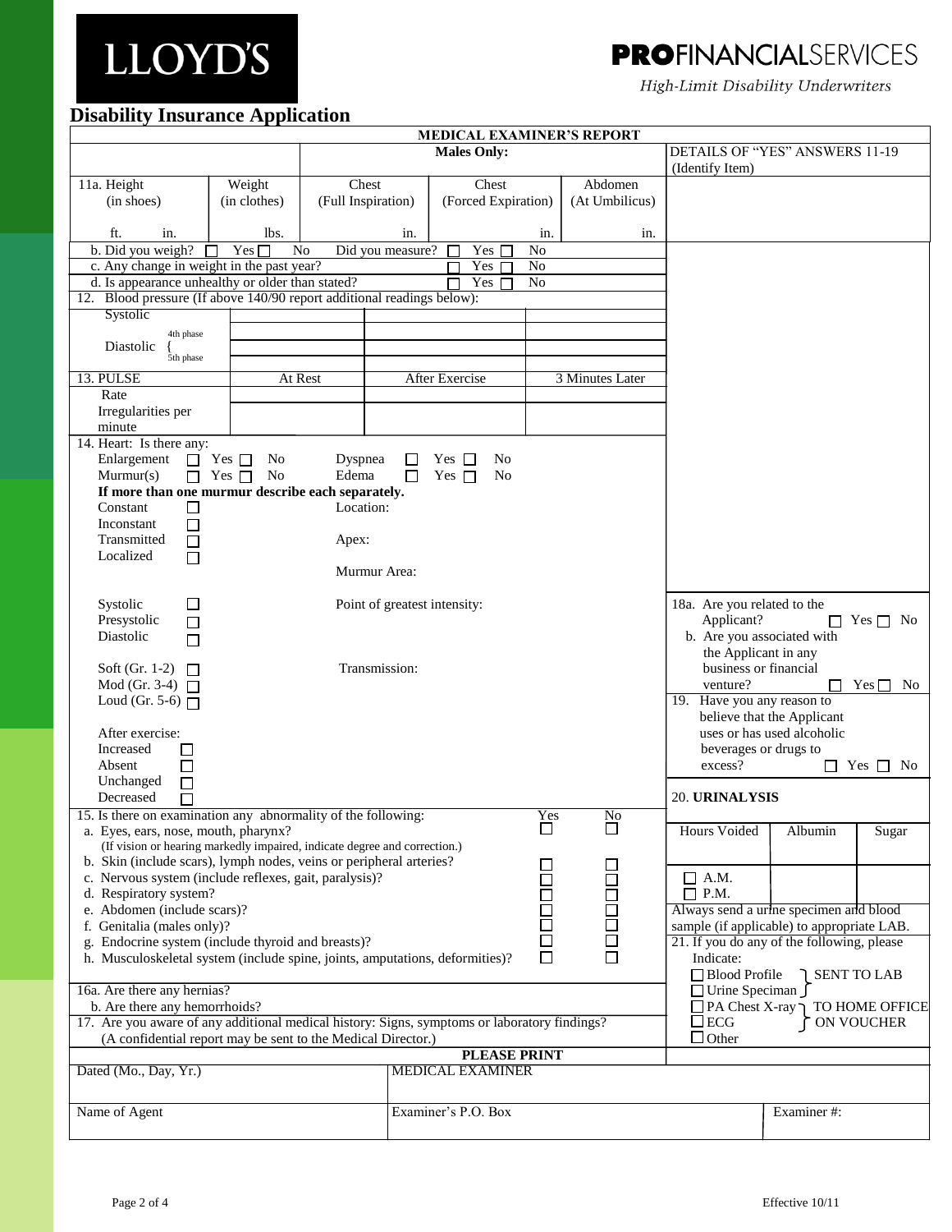LLOYD'S

**PRO**FINANCIALSERVICES

*High-Limit Disability Underwriters*

# Disability Insurance Application

## MEDICAL EXAMINER'S REPORT

**Males Only:**

DETAILS OF "YES" ANSWERS 11-19 (Identify Item)

| 11a. Height (in shoes) | Weight (in clothes) | Chest (Full Inspiration) | Chest (Forced Expiration) | Abdomen (At Umbilicus) |
|---|---|---|---|---|
| ft. in. | lbs. | in. | in. | in. |

b. Did you weigh? ☐ Yes ☐ No Did you measure? ☐ Yes ☐ No

c. Any change in weight in the past year? ☐ Yes ☐ No

d. Is appearance unhealthy or older than stated? ☐ Yes ☐ No

12. Blood pressure (If above 140/90 report additional readings below):

| | | | |
|---|---|---|---|
| Systolic | | | |
| Diastolic { 4th phase | | | |
| Diastolic { 5th phase | | | |

| 13. PULSE | At Rest | After Exercise | 3 Minutes Later |
|---|---|---|---|
| Rate | | | |
| Irregularities per minute | | | |

14. Heart: Is there any:

Enlargement ☐ Yes ☐ No Dyspnea ☐ Yes ☐ No

Murmur(s) ☐ Yes ☐ No Edema ☐ Yes ☐ No

**If more than one murmur describe each separately.**

Constant ☐ Location:

Inconstant ☐

Transmitted ☐ Apex:

Localized ☐

Murmur Area:

Systolic ☐ Point of greatest intensity:

Presystolic ☐

Diastolic ☐

Soft (Gr. 1-2) ☐ Transmission:

Mod (Gr. 3-4) ☐

Loud (Gr. 5-6) ☐

After exercise:

Increased ☐

Absent ☐

Unchanged ☐

Decreased ☐

| 15. Is there on examination any abnormality of the following: | Yes | No |
|---|---|---|
| a. Eyes, ears, nose, mouth, pharynx? (If vision or hearing markedly impaired, indicate degree and correction.) | ☐ | ☐ |
| b. Skin (include scars), lymph nodes, veins or peripheral arteries? | ☐ | ☐ |
| c. Nervous system (include reflexes, gait, paralysis)? | ☐ | ☐ |
| d. Respiratory system? | ☐ | ☐ |
| e. Abdomen (include scars)? | ☐ | ☐ |
| f. Genitalia (males only)? | ☐ | ☐ |
| g. Endocrine system (include thyroid and breasts)? | ☐ | ☐ |
| h. Musculoskeletal system (include spine, joints, amputations, deformities)? | ☐ | ☐ |

16a. Are there any hernias?

b. Are there any hemorrhoids?

17. Are you aware of any additional medical history: Signs, symptoms or laboratory findings? (A confidential report may be sent to the Medical Director.)

18a. Are you related to the Applicant? ☐ Yes ☐ No

b. Are you associated with the Applicant in any business or financial venture? ☐ Yes ☐ No

19. Have you any reason to believe that the Applicant uses or has used alcoholic beverages or drugs to excess? ☐ Yes ☐ No

20. **URINALYSIS**

| Hours Voided | Albumin | Sugar |
|---|---|---|
| ☐ A.M. ☐ P.M. | | |

Always send a urine specimen and blood sample (if applicable) to appropriate LAB.

21. If you do any of the following, please Indicate:

☐ Blood Profile, ☐ Urine Speciman } SENT TO LAB

☐ PA Chest X-ray, ☐ ECG } TO HOME OFFICE ON VOUCHER

☐ Other

**PLEASE PRINT**

| Dated (Mo., Day, Yr.) | MEDICAL EXAMINER | |
|---|---|---|
| Name of Agent | Examiner's P.O. Box | Examiner #: |

Effective 10/11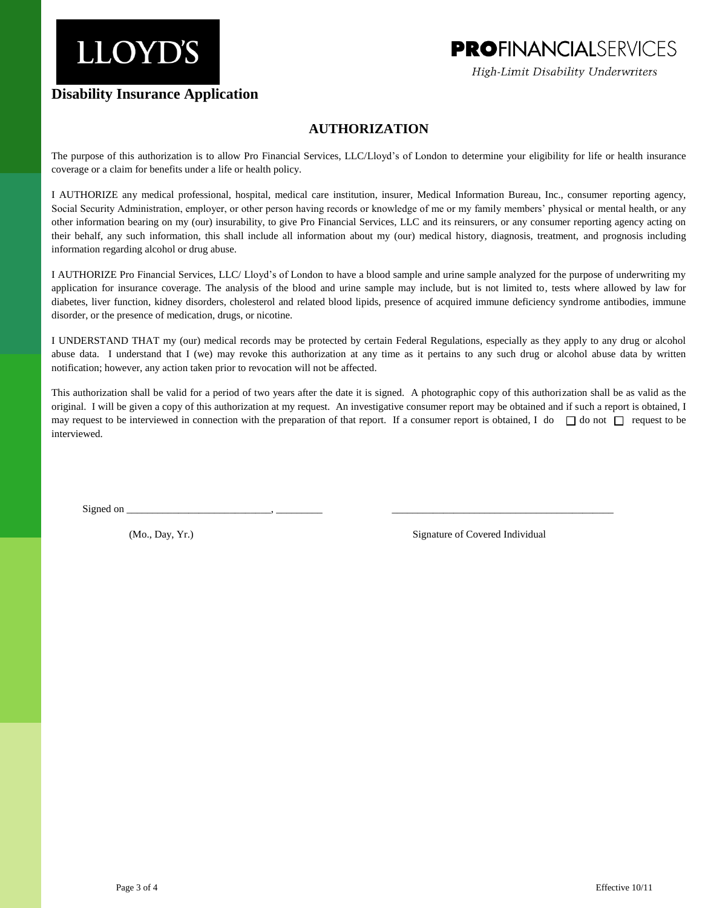LLOYD'S

**PRO**FINANCIALSERVICES

*High-Limit Disability Underwriters*

**Disability Insurance Application**

## AUTHORIZATION

The purpose of this authorization is to allow Pro Financial Services, LLC/Lloyd's of London to determine your eligibility for life or health insurance coverage or a claim for benefits under a life or health policy.

I AUTHORIZE any medical professional, hospital, medical care institution, insurer, Medical Information Bureau, Inc., consumer reporting agency, Social Security Administration, employer, or other person having records or knowledge of me or my family members' physical or mental health, or any other information bearing on my (our) insurability, to give Pro Financial Services, LLC and its reinsurers, or any consumer reporting agency acting on their behalf, any such information, this shall include all information about my (our) medical history, diagnosis, treatment, and prognosis including information regarding alcohol or drug abuse.

I AUTHORIZE Pro Financial Services, LLC/ Lloyd's of London to have a blood sample and urine sample analyzed for the purpose of underwriting my application for insurance coverage. The analysis of the blood and urine sample may include, but is not limited to, tests where allowed by law for diabetes, liver function, kidney disorders, cholesterol and related blood lipids, presence of acquired immune deficiency syndrome antibodies, immune disorder, or the presence of medication, drugs, or nicotine.

I UNDERSTAND THAT my (our) medical records may be protected by certain Federal Regulations, especially as they apply to any drug or alcohol abuse data. I understand that I (we) may revoke this authorization at any time as it pertains to any such drug or alcohol abuse data by written notification; however, any action taken prior to revocation will not be affected.

This authorization shall be valid for a period of two years after the date it is signed. A photographic copy of this authorization shall be as valid as the original. I will be given a copy of this authorization at my request. An investigative consumer report may be obtained and if such a report is obtained, I may request to be interviewed in connection with the preparation of that report. If a consumer report is obtained, I do ☐ do not ☐ request to be interviewed.

Signed on ___________________________, _________ ___________________________________________

(Mo., Day, Yr.) Signature of Covered Individual

Effective 10/11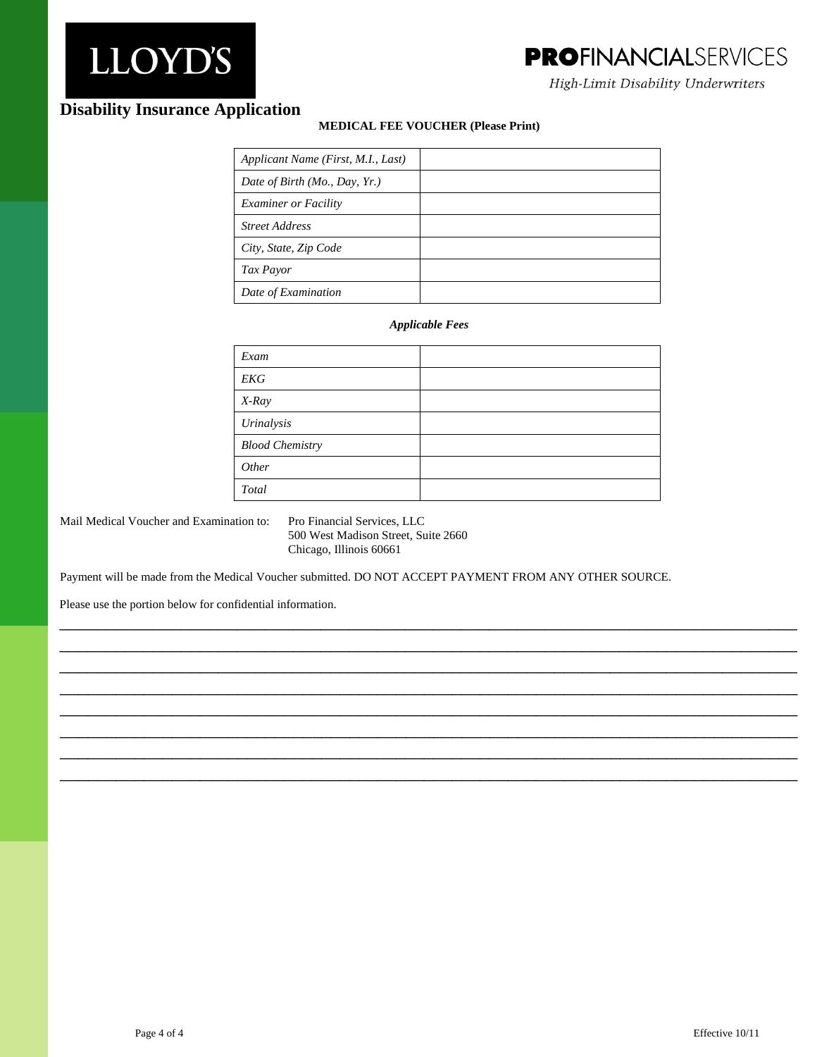LLOYD'S

**PRO**FINANCIALSERVICES

*High-Limit Disability Underwriters*

# Disability Insurance Application

**MEDICAL FEE VOUCHER (Please Print)**

| | |
|---|---|
| *Applicant Name (First, M.I., Last)* | |
| *Date of Birth (Mo., Day, Yr.)* | |
| *Examiner or Facility* | |
| *Street Address* | |
| *City, State, Zip Code* | |
| *Tax Payor* | |
| *Date of Examination* | |

***Applicable Fees***

| | |
|---|---|
| *Exam* | |
| *EKG* | |
| *X-Ray* | |
| *Urinalysis* | |
| *Blood Chemistry* | |
| *Other* | |
| *Total* | |

Mail Medical Voucher and Examination to:

Pro Financial Services, LLC
500 West Madison Street, Suite 2660
Chicago, Illinois 60661

Payment will be made from the Medical Voucher submitted. DO NOT ACCEPT PAYMENT FROM ANY OTHER SOURCE.

Please use the portion below for confidential information.

________________________________________________________________________________

________________________________________________________________________________

________________________________________________________________________________

________________________________________________________________________________

________________________________________________________________________________

________________________________________________________________________________

________________________________________________________________________________

________________________________________________________________________________

Effective 10/11